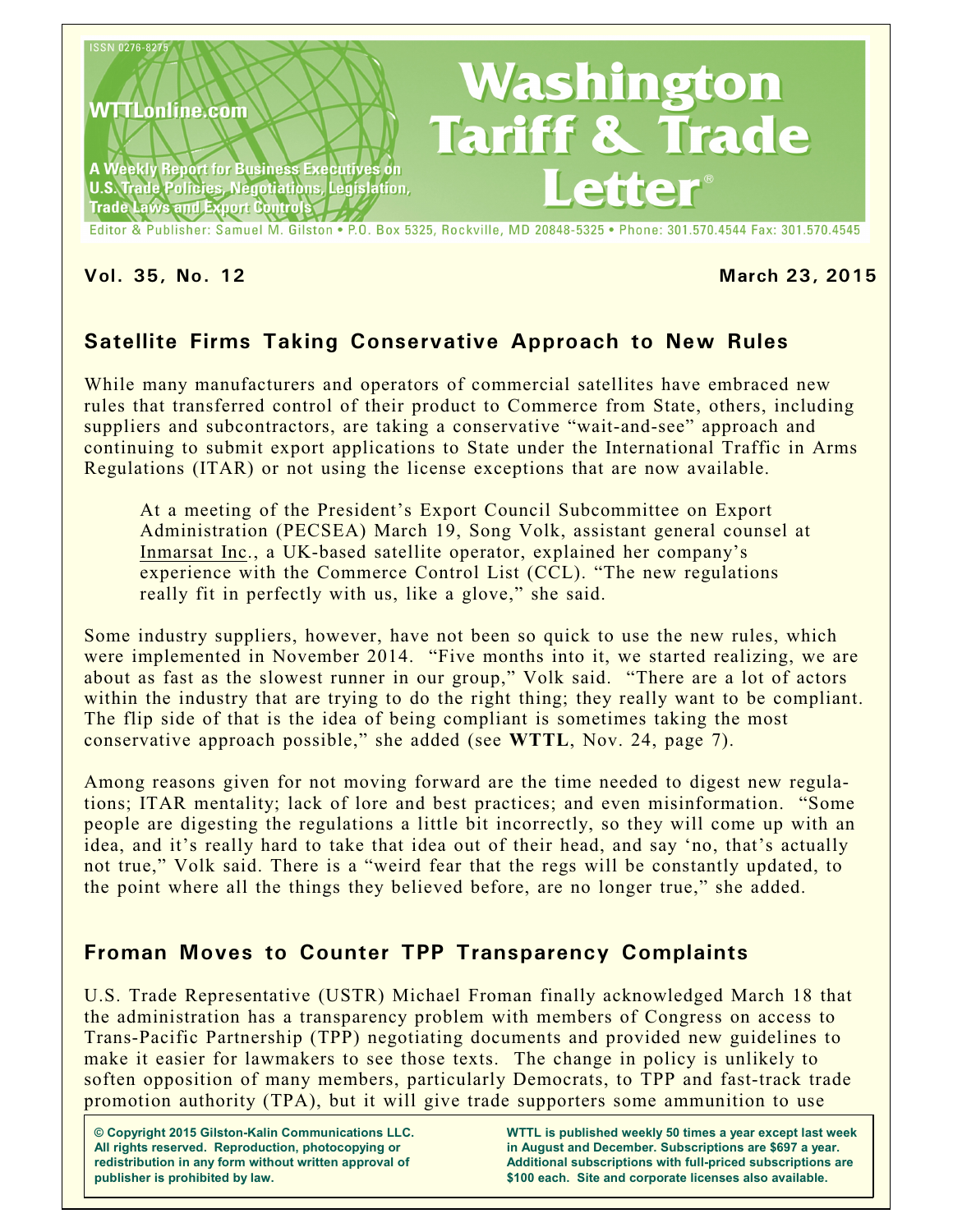ISSN 0276-8275

WTTLonline.com

A Weekly Report for Business Executives on U.S. Trade Policies, Negotiations, Legislation, Trade Laws and Export Controls

# Washington Tariff & Trade Letter®

Editor & Publisher: Samuel M. Gilston • P.O. Box 5325, Rockville, MD 20848-5325 • Phone: 301.570.4544 Fax: 301.570.4545

**Vol. 35, No. 12** **March 23, 2015**

## Satellite Firms Taking Conservative Approach to New Rules

While many manufacturers and operators of commercial satellites have embraced new rules that transferred control of their product to Commerce from State, others, including suppliers and subcontractors, are taking a conservative "wait-and-see" approach and continuing to submit export applications to State under the International Traffic in Arms Regulations (ITAR) or not using the license exceptions that are now available.

> At a meeting of the President's Export Council Subcommittee on Export Administration (PECSEA) March 19, Song Volk, assistant general counsel at Inmarsat Inc., a UK-based satellite operator, explained her company's experience with the Commerce Control List (CCL). "The new regulations really fit in perfectly with us, like a glove," she said.

Some industry suppliers, however, have not been so quick to use the new rules, which were implemented in November 2014. "Five months into it, we started realizing, we are about as fast as the slowest runner in our group," Volk said. "There are a lot of actors within the industry that are trying to do the right thing; they really want to be compliant. The flip side of that is the idea of being compliant is sometimes taking the most conservative approach possible," she added (see **WTTL**, Nov. 24, page 7).

Among reasons given for not moving forward are the time needed to digest new regulations; ITAR mentality; lack of lore and best practices; and even misinformation. "Some people are digesting the regulations a little bit incorrectly, so they will come up with an idea, and it's really hard to take that idea out of their head, and say 'no, that's actually not true," Volk said. There is a "weird fear that the regs will be constantly updated, to the point where all the things they believed before, are no longer true," she added.

## Froman Moves to Counter TPP Transparency Complaints

U.S. Trade Representative (USTR) Michael Froman finally acknowledged March 18 that the administration has a transparency problem with members of Congress on access to Trans-Pacific Partnership (TPP) negotiating documents and provided new guidelines to make it easier for lawmakers to see those texts. The change in policy is unlikely to soften opposition of many members, particularly Democrats, to TPP and fast-track trade promotion authority (TPA), but it will give trade supporters some ammunition to use

**© Copyright 2015 Gilston-Kalin Communications LLC. All rights reserved. Reproduction, photocopying or redistribution in any form without written approval of publisher is prohibited by law.**

**WTTL is published weekly 50 times a year except last week in August and December. Subscriptions are $697 a year. Additional subscriptions with full-priced subscriptions are $100 each. Site and corporate licenses also available.**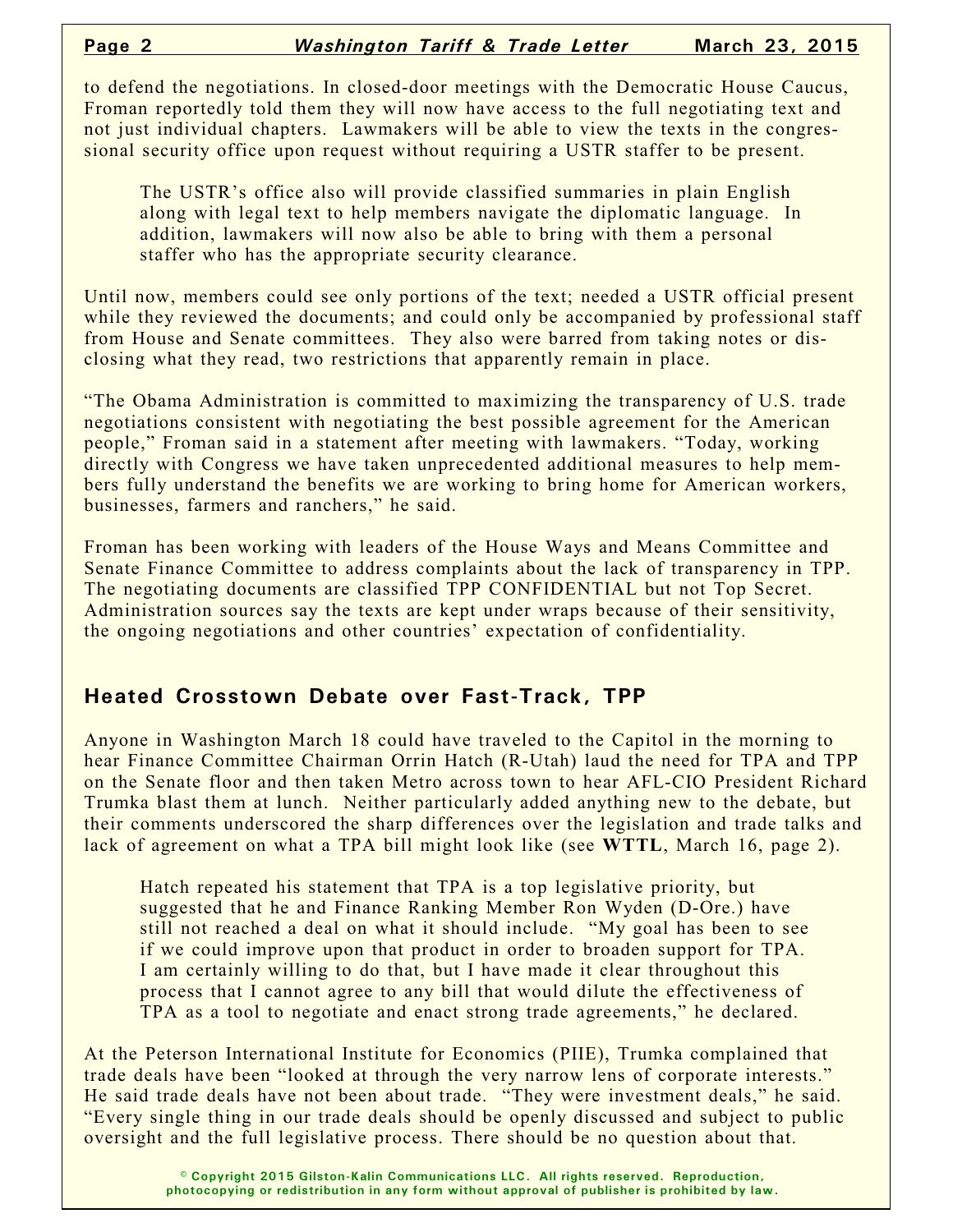to defend the negotiations. In closed-door meetings with the Democratic House Caucus, Froman reportedly told them they will now have access to the full negotiating text and not just individual chapters. Lawmakers will be able to view the texts in the congressional security office upon request without requiring a USTR staffer to be present.

> The USTR's office also will provide classified summaries in plain English along with legal text to help members navigate the diplomatic language. In addition, lawmakers will now also be able to bring with them a personal staffer who has the appropriate security clearance.

Until now, members could see only portions of the text; needed a USTR official present while they reviewed the documents; and could only be accompanied by professional staff from House and Senate committees. They also were barred from taking notes or disclosing what they read, two restrictions that apparently remain in place.

"The Obama Administration is committed to maximizing the transparency of U.S. trade negotiations consistent with negotiating the best possible agreement for the American people," Froman said in a statement after meeting with lawmakers. "Today, working directly with Congress we have taken unprecedented additional measures to help members fully understand the benefits we are working to bring home for American workers, businesses, farmers and ranchers," he said.

Froman has been working with leaders of the House Ways and Means Committee and Senate Finance Committee to address complaints about the lack of transparency in TPP. The negotiating documents are classified TPP CONFIDENTIAL but not Top Secret. Administration sources say the texts are kept under wraps because of their sensitivity, the ongoing negotiations and other countries' expectation of confidentiality.

## Heated Crosstown Debate over Fast-Track, TPP

Anyone in Washington March 18 could have traveled to the Capitol in the morning to hear Finance Committee Chairman Orrin Hatch (R-Utah) laud the need for TPA and TPP on the Senate floor and then taken Metro across town to hear AFL-CIO President Richard Trumka blast them at lunch. Neither particularly added anything new to the debate, but their comments underscored the sharp differences over the legislation and trade talks and lack of agreement on what a TPA bill might look like (see **WTTL**, March 16, page 2).

> Hatch repeated his statement that TPA is a top legislative priority, but suggested that he and Finance Ranking Member Ron Wyden (D-Ore.) have still not reached a deal on what it should include. "My goal has been to see if we could improve upon that product in order to broaden support for TPA. I am certainly willing to do that, but I have made it clear throughout this process that I cannot agree to any bill that would dilute the effectiveness of TPA as a tool to negotiate and enact strong trade agreements," he declared.

At the Peterson International Institute for Economics (PIIE), Trumka complained that trade deals have been "looked at through the very narrow lens of corporate interests." He said trade deals have not been about trade. "They were investment deals," he said. "Every single thing in our trade deals should be openly discussed and subject to public oversight and the full legislative process. There should be no question about that.

© Copyright 2015 Gilston-Kalin Communications LLC. All rights reserved. Reproduction, photocopying or redistribution in any form without approval of publisher is prohibited by law.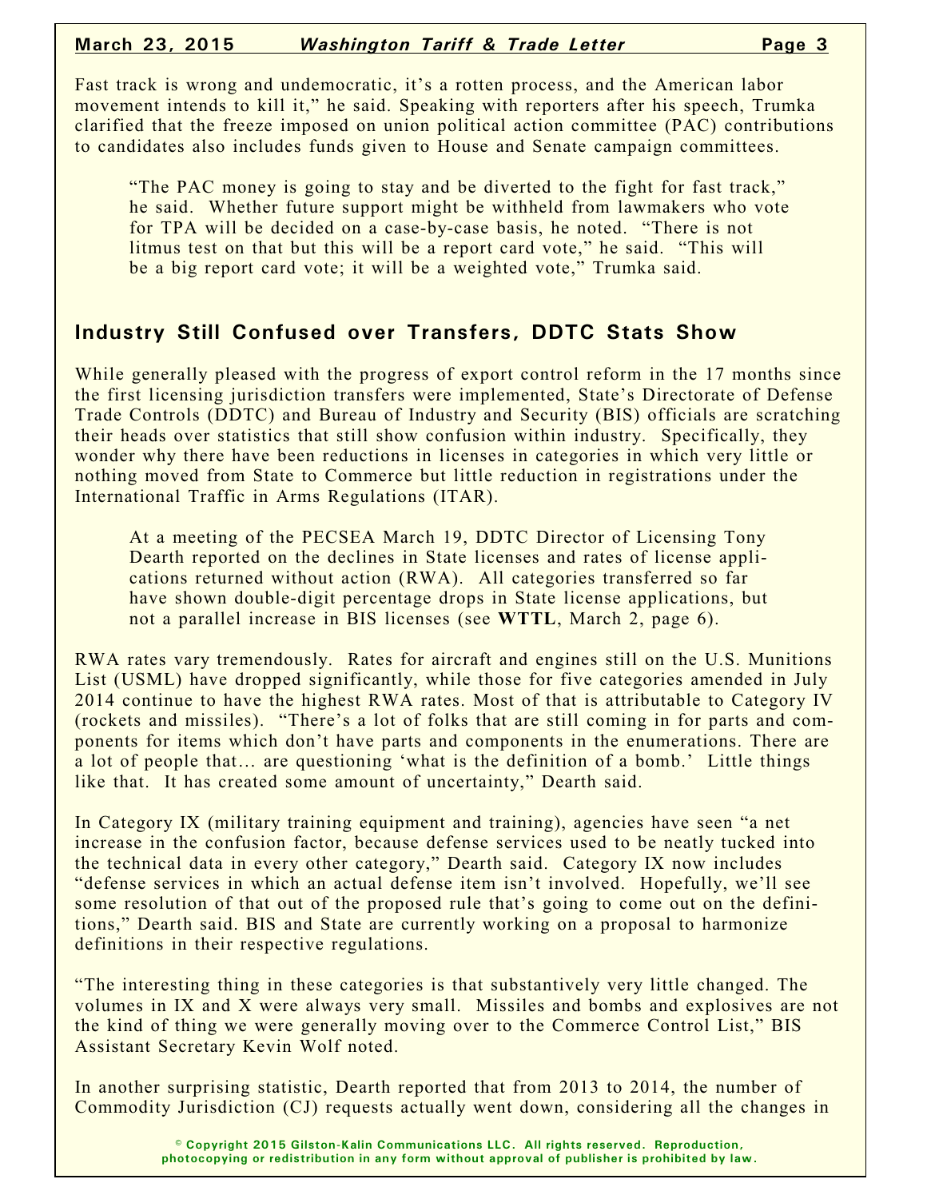Fast track is wrong and undemocratic, it's a rotten process, and the American labor movement intends to kill it," he said. Speaking with reporters after his speech, Trumka clarified that the freeze imposed on union political action committee (PAC) contributions to candidates also includes funds given to House and Senate campaign committees.

> "The PAC money is going to stay and be diverted to the fight for fast track," he said. Whether future support might be withheld from lawmakers who vote for TPA will be decided on a case-by-case basis, he noted. "There is not litmus test on that but this will be a report card vote," he said. "This will be a big report card vote; it will be a weighted vote," Trumka said.

## Industry Still Confused over Transfers, DDTC Stats Show

While generally pleased with the progress of export control reform in the 17 months since the first licensing jurisdiction transfers were implemented, State's Directorate of Defense Trade Controls (DDTC) and Bureau of Industry and Security (BIS) officials are scratching their heads over statistics that still show confusion within industry. Specifically, they wonder why there have been reductions in licenses in categories in which very little or nothing moved from State to Commerce but little reduction in registrations under the International Traffic in Arms Regulations (ITAR).

> At a meeting of the PECSEA March 19, DDTC Director of Licensing Tony Dearth reported on the declines in State licenses and rates of license applications returned without action (RWA). All categories transferred so far have shown double-digit percentage drops in State license applications, but not a parallel increase in BIS licenses (see **WTTL**, March 2, page 6).

RWA rates vary tremendously. Rates for aircraft and engines still on the U.S. Munitions List (USML) have dropped significantly, while those for five categories amended in July 2014 continue to have the highest RWA rates. Most of that is attributable to Category IV (rockets and missiles). "There's a lot of folks that are still coming in for parts and components for items which don't have parts and components in the enumerations. There are a lot of people that… are questioning 'what is the definition of a bomb.' Little things like that. It has created some amount of uncertainty," Dearth said.

In Category IX (military training equipment and training), agencies have seen "a net increase in the confusion factor, because defense services used to be neatly tucked into the technical data in every other category," Dearth said. Category IX now includes "defense services in which an actual defense item isn't involved. Hopefully, we'll see some resolution of that out of the proposed rule that's going to come out on the definitions," Dearth said. BIS and State are currently working on a proposal to harmonize definitions in their respective regulations.

"The interesting thing in these categories is that substantively very little changed. The volumes in IX and X were always very small. Missiles and bombs and explosives are not the kind of thing we were generally moving over to the Commerce Control List," BIS Assistant Secretary Kevin Wolf noted.

In another surprising statistic, Dearth reported that from 2013 to 2014, the number of Commodity Jurisdiction (CJ) requests actually went down, considering all the changes in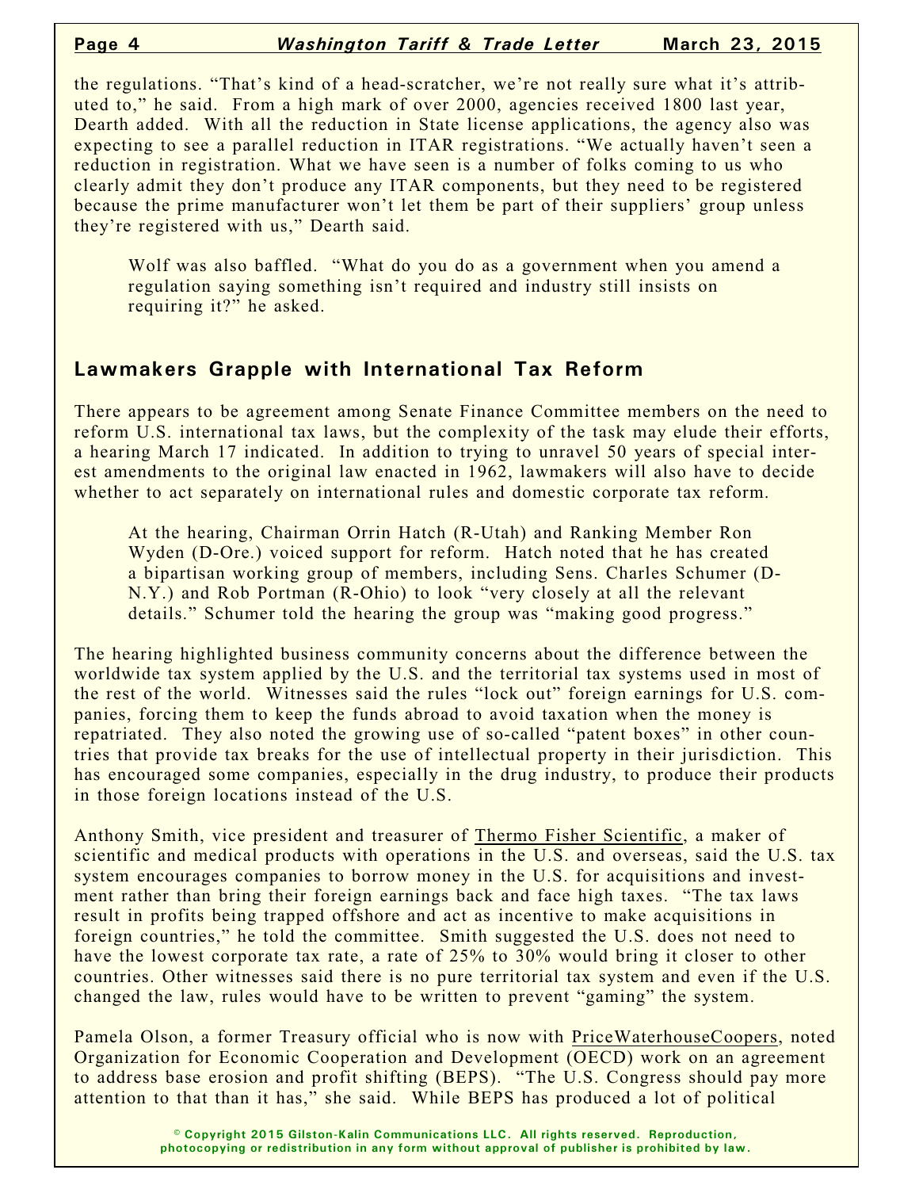the regulations. "That's kind of a head-scratcher, we're not really sure what it's attributed to," he said. From a high mark of over 2000, agencies received 1800 last year, Dearth added. With all the reduction in State license applications, the agency also was expecting to see a parallel reduction in ITAR registrations. "We actually haven't seen a reduction in registration. What we have seen is a number of folks coming to us who clearly admit they don't produce any ITAR components, but they need to be registered because the prime manufacturer won't let them be part of their suppliers' group unless they're registered with us," Dearth said.

Wolf was also baffled. "What do you do as a government when you amend a regulation saying something isn't required and industry still insists on requiring it?" he asked.

## Lawmakers Grapple with International Tax Reform

There appears to be agreement among Senate Finance Committee members on the need to reform U.S. international tax laws, but the complexity of the task may elude their efforts, a hearing March 17 indicated. In addition to trying to unravel 50 years of special interest amendments to the original law enacted in 1962, lawmakers will also have to decide whether to act separately on international rules and domestic corporate tax reform.

At the hearing, Chairman Orrin Hatch (R-Utah) and Ranking Member Ron Wyden (D-Ore.) voiced support for reform. Hatch noted that he has created a bipartisan working group of members, including Sens. Charles Schumer (D-N.Y.) and Rob Portman (R-Ohio) to look "very closely at all the relevant details." Schumer told the hearing the group was "making good progress."

The hearing highlighted business community concerns about the difference between the worldwide tax system applied by the U.S. and the territorial tax systems used in most of the rest of the world. Witnesses said the rules "lock out" foreign earnings for U.S. companies, forcing them to keep the funds abroad to avoid taxation when the money is repatriated. They also noted the growing use of so-called "patent boxes" in other countries that provide tax breaks for the use of intellectual property in their jurisdiction. This has encouraged some companies, especially in the drug industry, to produce their products in those foreign locations instead of the U.S.

Anthony Smith, vice president and treasurer of Thermo Fisher Scientific, a maker of scientific and medical products with operations in the U.S. and overseas, said the U.S. tax system encourages companies to borrow money in the U.S. for acquisitions and investment rather than bring their foreign earnings back and face high taxes. "The tax laws result in profits being trapped offshore and act as incentive to make acquisitions in foreign countries," he told the committee. Smith suggested the U.S. does not need to have the lowest corporate tax rate, a rate of 25% to 30% would bring it closer to other countries. Other witnesses said there is no pure territorial tax system and even if the U.S. changed the law, rules would have to be written to prevent "gaming" the system.

Pamela Olson, a former Treasury official who is now with PriceWaterhouseCoopers, noted Organization for Economic Cooperation and Development (OECD) work on an agreement to address base erosion and profit shifting (BEPS). "The U.S. Congress should pay more attention to that than it has," she said. While BEPS has produced a lot of political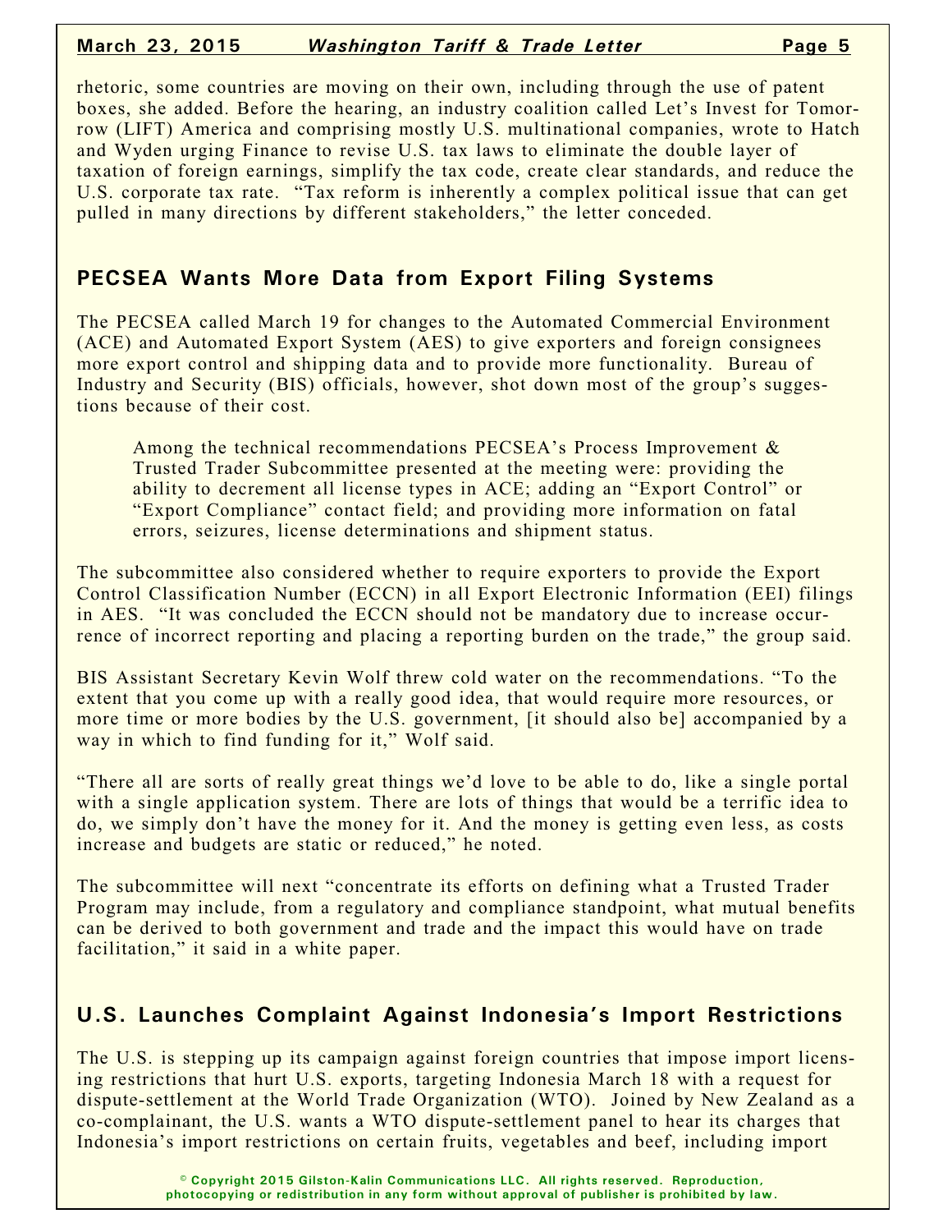rhetoric, some countries are moving on their own, including through the use of patent boxes, she added. Before the hearing, an industry coalition called Let's Invest for Tomorrow (LIFT) America and comprising mostly U.S. multinational companies, wrote to Hatch and Wyden urging Finance to revise U.S. tax laws to eliminate the double layer of taxation of foreign earnings, simplify the tax code, create clear standards, and reduce the U.S. corporate tax rate. "Tax reform is inherently a complex political issue that can get pulled in many directions by different stakeholders," the letter conceded.

## PECSEA Wants More Data from Export Filing Systems

The PECSEA called March 19 for changes to the Automated Commercial Environment (ACE) and Automated Export System (AES) to give exporters and foreign consignees more export control and shipping data and to provide more functionality. Bureau of Industry and Security (BIS) officials, however, shot down most of the group's suggestions because of their cost.

> Among the technical recommendations PECSEA's Process Improvement & Trusted Trader Subcommittee presented at the meeting were: providing the ability to decrement all license types in ACE; adding an "Export Control" or "Export Compliance" contact field; and providing more information on fatal errors, seizures, license determinations and shipment status.

The subcommittee also considered whether to require exporters to provide the Export Control Classification Number (ECCN) in all Export Electronic Information (EEI) filings in AES. "It was concluded the ECCN should not be mandatory due to increase occurrence of incorrect reporting and placing a reporting burden on the trade," the group said.

BIS Assistant Secretary Kevin Wolf threw cold water on the recommendations. "To the extent that you come up with a really good idea, that would require more resources, or more time or more bodies by the U.S. government, [it should also be] accompanied by a way in which to find funding for it," Wolf said.

"There all are sorts of really great things we'd love to be able to do, like a single portal with a single application system. There are lots of things that would be a terrific idea to do, we simply don't have the money for it. And the money is getting even less, as costs increase and budgets are static or reduced," he noted.

The subcommittee will next "concentrate its efforts on defining what a Trusted Trader Program may include, from a regulatory and compliance standpoint, what mutual benefits can be derived to both government and trade and the impact this would have on trade facilitation," it said in a white paper.

## U.S. Launches Complaint Against Indonesia's Import Restrictions

The U.S. is stepping up its campaign against foreign countries that impose import licensing restrictions that hurt U.S. exports, targeting Indonesia March 18 with a request for dispute-settlement at the World Trade Organization (WTO). Joined by New Zealand as a co-complainant, the U.S. wants a WTO dispute-settlement panel to hear its charges that Indonesia's import restrictions on certain fruits, vegetables and beef, including import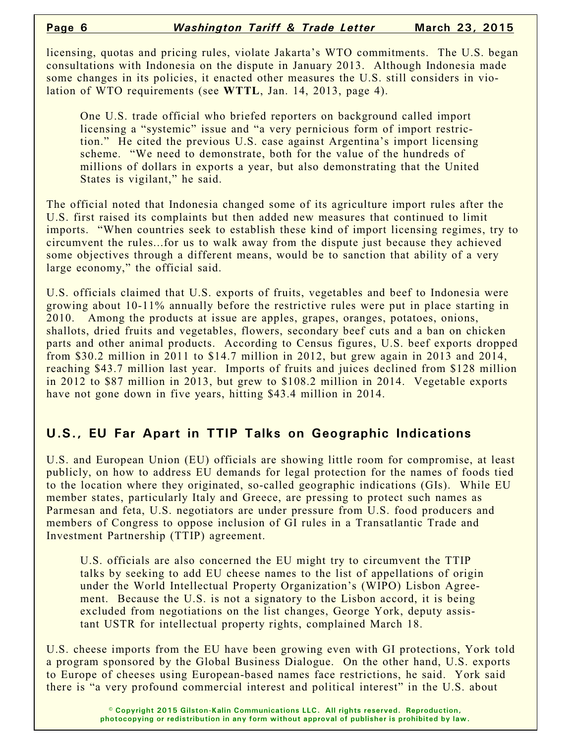licensing, quotas and pricing rules, violate Jakarta's WTO commitments. The U.S. began consultations with Indonesia on the dispute in January 2013. Although Indonesia made some changes in its policies, it enacted other measures the U.S. still considers in violation of WTO requirements (see **WTTL**, Jan. 14, 2013, page 4).

> One U.S. trade official who briefed reporters on background called import licensing a "systemic" issue and "a very pernicious form of import restriction." He cited the previous U.S. case against Argentina's import licensing scheme. "We need to demonstrate, both for the value of the hundreds of millions of dollars in exports a year, but also demonstrating that the United States is vigilant," he said.

The official noted that Indonesia changed some of its agriculture import rules after the U.S. first raised its complaints but then added new measures that continued to limit imports. "When countries seek to establish these kind of import licensing regimes, try to circumvent the rules...for us to walk away from the dispute just because they achieved some objectives through a different means, would be to sanction that ability of a very large economy," the official said.

U.S. officials claimed that U.S. exports of fruits, vegetables and beef to Indonesia were growing about 10-11% annually before the restrictive rules were put in place starting in 2010. Among the products at issue are apples, grapes, oranges, potatoes, onions, shallots, dried fruits and vegetables, flowers, secondary beef cuts and a ban on chicken parts and other animal products. According to Census figures, U.S. beef exports dropped from $30.2 million in 2011 to $14.7 million in 2012, but grew again in 2013 and 2014, reaching $43.7 million last year. Imports of fruits and juices declined from $128 million in 2012 to $87 million in 2013, but grew to $108.2 million in 2014. Vegetable exports have not gone down in five years, hitting $43.4 million in 2014.

## U.S., EU Far Apart in TTIP Talks on Geographic Indications

U.S. and European Union (EU) officials are showing little room for compromise, at least publicly, on how to address EU demands for legal protection for the names of foods tied to the location where they originated, so-called geographic indications (GIs). While EU member states, particularly Italy and Greece, are pressing to protect such names as Parmesan and feta, U.S. negotiators are under pressure from U.S. food producers and members of Congress to oppose inclusion of GI rules in a Transatlantic Trade and Investment Partnership (TTIP) agreement.

> U.S. officials are also concerned the EU might try to circumvent the TTIP talks by seeking to add EU cheese names to the list of appellations of origin under the World Intellectual Property Organization's (WIPO) Lisbon Agreement. Because the U.S. is not a signatory to the Lisbon accord, it is being excluded from negotiations on the list changes, George York, deputy assistant USTR for intellectual property rights, complained March 18.

U.S. cheese imports from the EU have been growing even with GI protections, York told a program sponsored by the Global Business Dialogue. On the other hand, U.S. exports to Europe of cheeses using European-based names face restrictions, he said. York said there is "a very profound commercial interest and political interest" in the U.S. about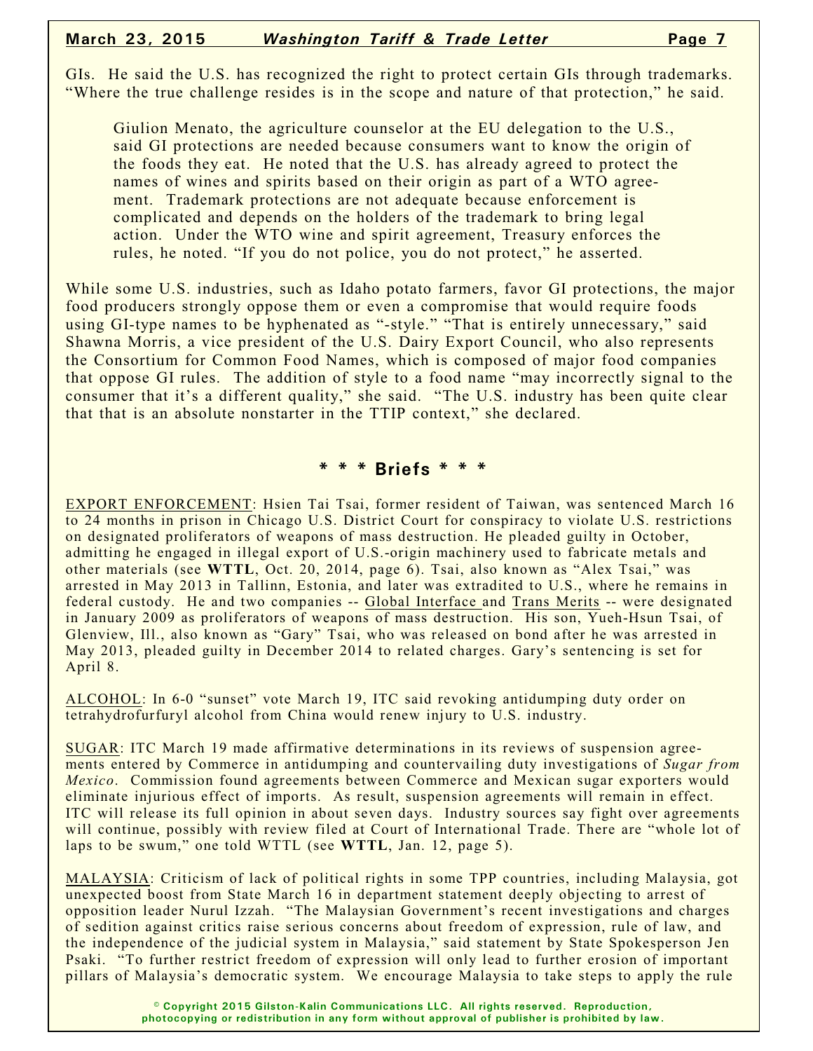GIs. He said the U.S. has recognized the right to protect certain GIs through trademarks. "Where the true challenge resides is in the scope and nature of that protection," he said.

> Giulion Menato, the agriculture counselor at the EU delegation to the U.S., said GI protections are needed because consumers want to know the origin of the foods they eat. He noted that the U.S. has already agreed to protect the names of wines and spirits based on their origin as part of a WTO agreement. Trademark protections are not adequate because enforcement is complicated and depends on the holders of the trademark to bring legal action. Under the WTO wine and spirit agreement, Treasury enforces the rules, he noted. "If you do not police, you do not protect," he asserted.

While some U.S. industries, such as Idaho potato farmers, favor GI protections, the major food producers strongly oppose them or even a compromise that would require foods using GI-type names to be hyphenated as "-style." "That is entirely unnecessary," said Shawna Morris, a vice president of the U.S. Dairy Export Council, who also represents the Consortium for Common Food Names, which is composed of major food companies that oppose GI rules. The addition of style to a food name "may incorrectly signal to the consumer that it's a different quality," she said. "The U.S. industry has been quite clear that that is an absolute nonstarter in the TTIP context," she declared.

## * * * Briefs * * *

EXPORT ENFORCEMENT: Hsien Tai Tsai, former resident of Taiwan, was sentenced March 16 to 24 months in prison in Chicago U.S. District Court for conspiracy to violate U.S. restrictions on designated proliferators of weapons of mass destruction. He pleaded guilty in October, admitting he engaged in illegal export of U.S.-origin machinery used to fabricate metals and other materials (see **WTTL**, Oct. 20, 2014, page 6). Tsai, also known as "Alex Tsai," was arrested in May 2013 in Tallinn, Estonia, and later was extradited to U.S., where he remains in federal custody. He and two companies -- Global Interface and Trans Merits -- were designated in January 2009 as proliferators of weapons of mass destruction. His son, Yueh-Hsun Tsai, of Glenview, Ill., also known as "Gary" Tsai, who was released on bond after he was arrested in May 2013, pleaded guilty in December 2014 to related charges. Gary's sentencing is set for April 8.

ALCOHOL: In 6-0 "sunset" vote March 19, ITC said revoking antidumping duty order on tetrahydrofurfuryl alcohol from China would renew injury to U.S. industry.

SUGAR: ITC March 19 made affirmative determinations in its reviews of suspension agreements entered by Commerce in antidumping and countervailing duty investigations of *Sugar from Mexico*. Commission found agreements between Commerce and Mexican sugar exporters would eliminate injurious effect of imports. As result, suspension agreements will remain in effect. ITC will release its full opinion in about seven days. Industry sources say fight over agreements will continue, possibly with review filed at Court of International Trade. There are "whole lot of laps to be swum," one told WTTL (see **WTTL**, Jan. 12, page 5).

MALAYSIA: Criticism of lack of political rights in some TPP countries, including Malaysia, got unexpected boost from State March 16 in department statement deeply objecting to arrest of opposition leader Nurul Izzah. "The Malaysian Government's recent investigations and charges of sedition against critics raise serious concerns about freedom of expression, rule of law, and the independence of the judicial system in Malaysia," said statement by State Spokesperson Jen Psaki. "To further restrict freedom of expression will only lead to further erosion of important pillars of Malaysia's democratic system. We encourage Malaysia to take steps to apply the rule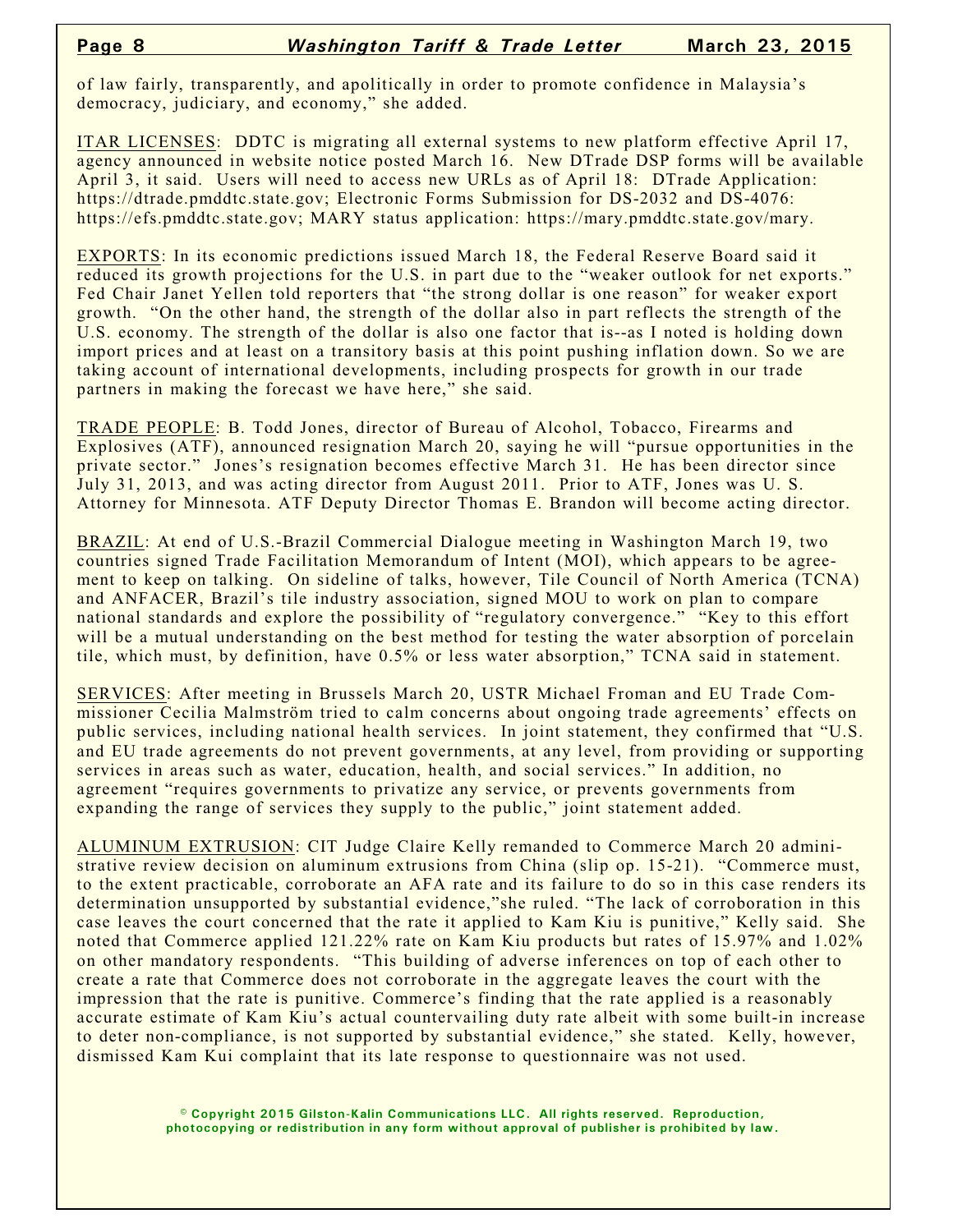of law fairly, transparently, and apolitically in order to promote confidence in Malaysia's democracy, judiciary, and economy," she added.

ITAR LICENSES: DDTC is migrating all external systems to new platform effective April 17, agency announced in website notice posted March 16. New DTrade DSP forms will be available April 3, it said. Users will need to access new URLs as of April 18: DTrade Application: https://dtrade.pmddtc.state.gov; Electronic Forms Submission for DS-2032 and DS-4076: https://efs.pmddtc.state.gov; MARY status application: https://mary.pmddtc.state.gov/mary.

EXPORTS: In its economic predictions issued March 18, the Federal Reserve Board said it reduced its growth projections for the U.S. in part due to the "weaker outlook for net exports." Fed Chair Janet Yellen told reporters that "the strong dollar is one reason" for weaker export growth. "On the other hand, the strength of the dollar also in part reflects the strength of the U.S. economy. The strength of the dollar is also one factor that is--as I noted is holding down import prices and at least on a transitory basis at this point pushing inflation down. So we are taking account of international developments, including prospects for growth in our trade partners in making the forecast we have here," she said.

TRADE PEOPLE: B. Todd Jones, director of Bureau of Alcohol, Tobacco, Firearms and Explosives (ATF), announced resignation March 20, saying he will "pursue opportunities in the private sector." Jones's resignation becomes effective March 31. He has been director since July 31, 2013, and was acting director from August 2011. Prior to ATF, Jones was U. S. Attorney for Minnesota. ATF Deputy Director Thomas E. Brandon will become acting director.

BRAZIL: At end of U.S.-Brazil Commercial Dialogue meeting in Washington March 19, two countries signed Trade Facilitation Memorandum of Intent (MOI), which appears to be agreement to keep on talking. On sideline of talks, however, Tile Council of North America (TCNA) and ANFACER, Brazil's tile industry association, signed MOU to work on plan to compare national standards and explore the possibility of "regulatory convergence." "Key to this effort will be a mutual understanding on the best method for testing the water absorption of porcelain tile, which must, by definition, have 0.5% or less water absorption," TCNA said in statement.

SERVICES: After meeting in Brussels March 20, USTR Michael Froman and EU Trade Commissioner Cecilia Malmström tried to calm concerns about ongoing trade agreements' effects on public services, including national health services. In joint statement, they confirmed that "U.S. and EU trade agreements do not prevent governments, at any level, from providing or supporting services in areas such as water, education, health, and social services." In addition, no agreement "requires governments to privatize any service, or prevents governments from expanding the range of services they supply to the public," joint statement added.

ALUMINUM EXTRUSION: CIT Judge Claire Kelly remanded to Commerce March 20 administrative review decision on aluminum extrusions from China (slip op. 15-21). "Commerce must, to the extent practicable, corroborate an AFA rate and its failure to do so in this case renders its determination unsupported by substantial evidence,"she ruled. "The lack of corroboration in this case leaves the court concerned that the rate it applied to Kam Kiu is punitive," Kelly said. She noted that Commerce applied 121.22% rate on Kam Kiu products but rates of 15.97% and 1.02% on other mandatory respondents. "This building of adverse inferences on top of each other to create a rate that Commerce does not corroborate in the aggregate leaves the court with the impression that the rate is punitive. Commerce's finding that the rate applied is a reasonably accurate estimate of Kam Kiu's actual countervailing duty rate albeit with some built-in increase to deter non-compliance, is not supported by substantial evidence," she stated. Kelly, however, dismissed Kam Kui complaint that its late response to questionnaire was not used.

© Copyright 2015 Gilston-Kalin Communications LLC. All rights reserved. Reproduction, photocopying or redistribution in any form without approval of publisher is prohibited by law.